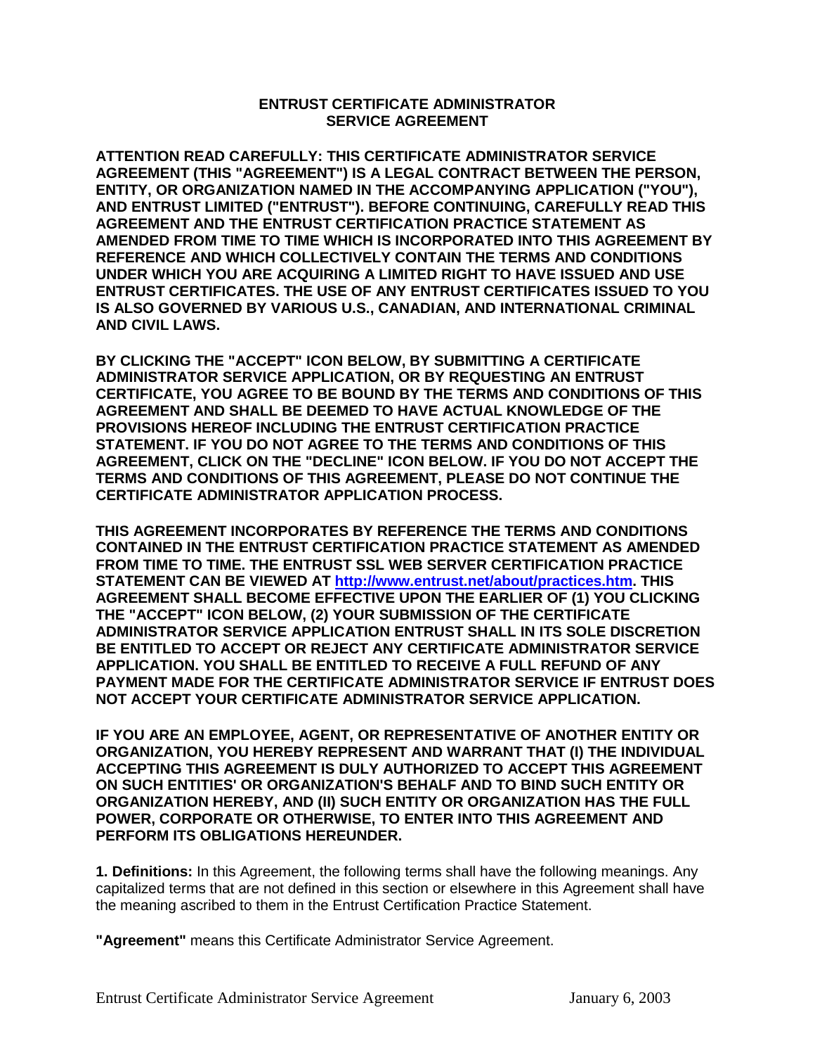# ENTRUST CERTIFICATE ADMINISTRATOR SERVICE AGREEMENT

**ATTENTION READ CAREFULLY: THIS CERTIFICATE ADMINISTRATOR SERVICE AGREEMENT (THIS "AGREEMENT") IS A LEGAL CONTRACT BETWEEN THE PERSON, ENTITY, OR ORGANIZATION NAMED IN THE ACCOMPANYING APPLICATION ("YOU"), AND ENTRUST LIMITED ("ENTRUST"). BEFORE CONTINUING, CAREFULLY READ THIS AGREEMENT AND THE ENTRUST CERTIFICATION PRACTICE STATEMENT AS AMENDED FROM TIME TO TIME WHICH IS INCORPORATED INTO THIS AGREEMENT BY REFERENCE AND WHICH COLLECTIVELY CONTAIN THE TERMS AND CONDITIONS UNDER WHICH YOU ARE ACQUIRING A LIMITED RIGHT TO HAVE ISSUED AND USE ENTRUST CERTIFICATES. THE USE OF ANY ENTRUST CERTIFICATES ISSUED TO YOU IS ALSO GOVERNED BY VARIOUS U.S., CANADIAN, AND INTERNATIONAL CRIMINAL AND CIVIL LAWS.**

**BY CLICKING THE "ACCEPT" ICON BELOW, BY SUBMITTING A CERTIFICATE ADMINISTRATOR SERVICE APPLICATION, OR BY REQUESTING AN ENTRUST CERTIFICATE, YOU AGREE TO BE BOUND BY THE TERMS AND CONDITIONS OF THIS AGREEMENT AND SHALL BE DEEMED TO HAVE ACTUAL KNOWLEDGE OF THE PROVISIONS HEREOF INCLUDING THE ENTRUST CERTIFICATION PRACTICE STATEMENT. IF YOU DO NOT AGREE TO THE TERMS AND CONDITIONS OF THIS AGREEMENT, CLICK ON THE "DECLINE" ICON BELOW. IF YOU DO NOT ACCEPT THE TERMS AND CONDITIONS OF THIS AGREEMENT, PLEASE DO NOT CONTINUE THE CERTIFICATE ADMINISTRATOR APPLICATION PROCESS.**

**THIS AGREEMENT INCORPORATES BY REFERENCE THE TERMS AND CONDITIONS CONTAINED IN THE ENTRUST CERTIFICATION PRACTICE STATEMENT AS AMENDED FROM TIME TO TIME. THE ENTRUST SSL WEB SERVER CERTIFICATION PRACTICE STATEMENT CAN BE VIEWED AT [http://www.entrust.net/about/practices.htm](http://www.entrust.net/about/practices.htm). THIS AGREEMENT SHALL BECOME EFFECTIVE UPON THE EARLIER OF (1) YOU CLICKING THE "ACCEPT" ICON BELOW, (2) YOUR SUBMISSION OF THE CERTIFICATE ADMINISTRATOR SERVICE APPLICATION ENTRUST SHALL IN ITS SOLE DISCRETION BE ENTITLED TO ACCEPT OR REJECT ANY CERTIFICATE ADMINISTRATOR SERVICE APPLICATION. YOU SHALL BE ENTITLED TO RECEIVE A FULL REFUND OF ANY PAYMENT MADE FOR THE CERTIFICATE ADMINISTRATOR SERVICE IF ENTRUST DOES NOT ACCEPT YOUR CERTIFICATE ADMINISTRATOR SERVICE APPLICATION.**

**IF YOU ARE AN EMPLOYEE, AGENT, OR REPRESENTATIVE OF ANOTHER ENTITY OR ORGANIZATION, YOU HEREBY REPRESENT AND WARRANT THAT (I) THE INDIVIDUAL ACCEPTING THIS AGREEMENT IS DULY AUTHORIZED TO ACCEPT THIS AGREEMENT ON SUCH ENTITIES' OR ORGANIZATION'S BEHALF AND TO BIND SUCH ENTITY OR ORGANIZATION HEREBY, AND (II) SUCH ENTITY OR ORGANIZATION HAS THE FULL POWER, CORPORATE OR OTHERWISE, TO ENTER INTO THIS AGREEMENT AND PERFORM ITS OBLIGATIONS HEREUNDER.**

**1. Definitions:** In this Agreement, the following terms shall have the following meanings. Any capitalized terms that are not defined in this section or elsewhere in this Agreement shall have the meaning ascribed to them in the Entrust Certification Practice Statement.

**"Agreement"** means this Certificate Administrator Service Agreement.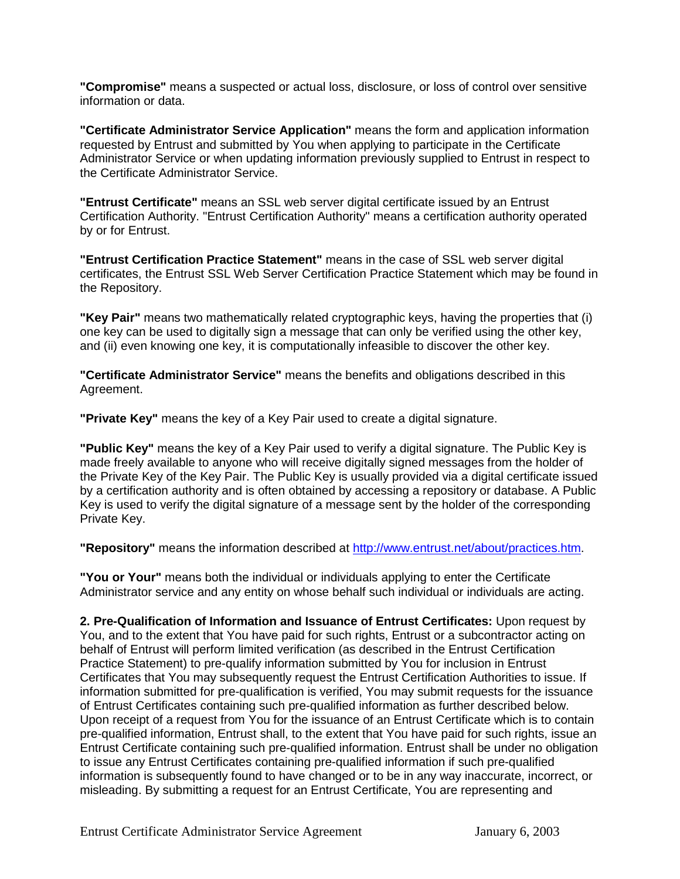**"Compromise"** means a suspected or actual loss, disclosure, or loss of control over sensitive information or data.

**"Certificate Administrator Service Application"** means the form and application information requested by Entrust and submitted by You when applying to participate in the Certificate Administrator Service or when updating information previously supplied to Entrust in respect to the Certificate Administrator Service.

**"Entrust Certificate"** means an SSL web server digital certificate issued by an Entrust Certification Authority. "Entrust Certification Authority" means a certification authority operated by or for Entrust.

**"Entrust Certification Practice Statement"** means in the case of SSL web server digital certificates, the Entrust SSL Web Server Certification Practice Statement which may be found in the Repository.

**"Key Pair"** means two mathematically related cryptographic keys, having the properties that (i) one key can be used to digitally sign a message that can only be verified using the other key, and (ii) even knowing one key, it is computationally infeasible to discover the other key.

**"Certificate Administrator Service"** means the benefits and obligations described in this Agreement.

**"Private Key"** means the key of a Key Pair used to create a digital signature.

**"Public Key"** means the key of a Key Pair used to verify a digital signature. The Public Key is made freely available to anyone who will receive digitally signed messages from the holder of the Private Key of the Key Pair. The Public Key is usually provided via a digital certificate issued by a certification authority and is often obtained by accessing a repository or database. A Public Key is used to verify the digital signature of a message sent by the holder of the corresponding Private Key.

**"Repository"** means the information described at [http://www.entrust.net/about/practices.htm](http://www.entrust.net/about/practices.htm).

**"You or Your"** means both the individual or individuals applying to enter the Certificate Administrator service and any entity on whose behalf such individual or individuals are acting.

**2. Pre-Qualification of Information and Issuance of Entrust Certificates:** Upon request by You, and to the extent that You have paid for such rights, Entrust or a subcontractor acting on behalf of Entrust will perform limited verification (as described in the Entrust Certification Practice Statement) to pre-qualify information submitted by You for inclusion in Entrust Certificates that You may subsequently request the Entrust Certification Authorities to issue. If information submitted for pre-qualification is verified, You may submit requests for the issuance of Entrust Certificates containing such pre-qualified information as further described below. Upon receipt of a request from You for the issuance of an Entrust Certificate which is to contain pre-qualified information, Entrust shall, to the extent that You have paid for such rights, issue an Entrust Certificate containing such pre-qualified information. Entrust shall be under no obligation to issue any Entrust Certificates containing pre-qualified information if such pre-qualified information is subsequently found to have changed or to be in any way inaccurate, incorrect, or misleading. By submitting a request for an Entrust Certificate, You are representing and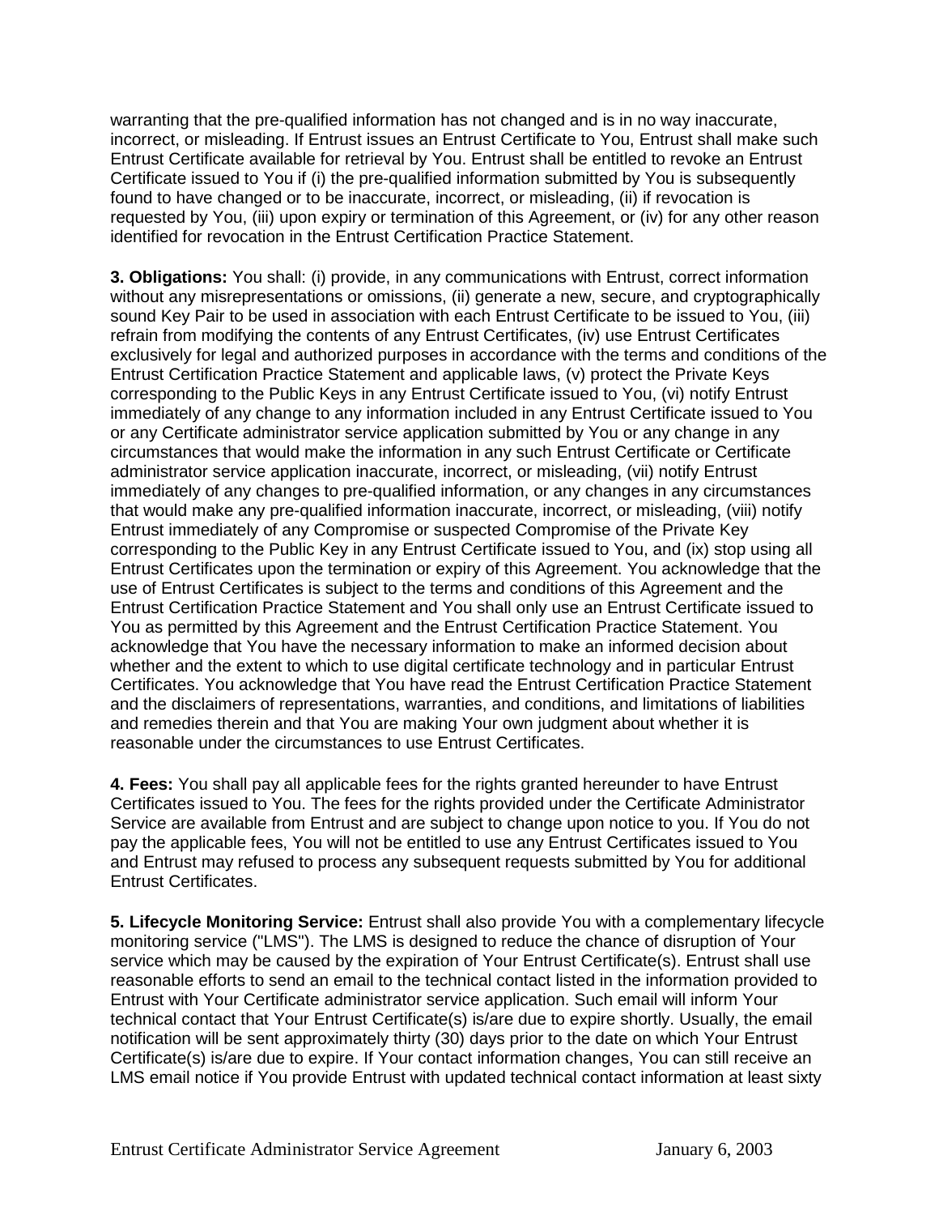warranting that the pre-qualified information has not changed and is in no way inaccurate, incorrect, or misleading. If Entrust issues an Entrust Certificate to You, Entrust shall make such Entrust Certificate available for retrieval by You. Entrust shall be entitled to revoke an Entrust Certificate issued to You if (i) the pre-qualified information submitted by You is subsequently found to have changed or to be inaccurate, incorrect, or misleading, (ii) if revocation is requested by You, (iii) upon expiry or termination of this Agreement, or (iv) for any other reason identified for revocation in the Entrust Certification Practice Statement.

**3. Obligations:** You shall: (i) provide, in any communications with Entrust, correct information without any misrepresentations or omissions, (ii) generate a new, secure, and cryptographically sound Key Pair to be used in association with each Entrust Certificate to be issued to You, (iii) refrain from modifying the contents of any Entrust Certificates, (iv) use Entrust Certificates exclusively for legal and authorized purposes in accordance with the terms and conditions of the Entrust Certification Practice Statement and applicable laws, (v) protect the Private Keys corresponding to the Public Keys in any Entrust Certificate issued to You, (vi) notify Entrust immediately of any change to any information included in any Entrust Certificate issued to You or any Certificate administrator service application submitted by You or any change in any circumstances that would make the information in any such Entrust Certificate or Certificate administrator service application inaccurate, incorrect, or misleading, (vii) notify Entrust immediately of any changes to pre-qualified information, or any changes in any circumstances that would make any pre-qualified information inaccurate, incorrect, or misleading, (viii) notify Entrust immediately of any Compromise or suspected Compromise of the Private Key corresponding to the Public Key in any Entrust Certificate issued to You, and (ix) stop using all Entrust Certificates upon the termination or expiry of this Agreement. You acknowledge that the use of Entrust Certificates is subject to the terms and conditions of this Agreement and the Entrust Certification Practice Statement and You shall only use an Entrust Certificate issued to You as permitted by this Agreement and the Entrust Certification Practice Statement. You acknowledge that You have the necessary information to make an informed decision about whether and the extent to which to use digital certificate technology and in particular Entrust Certificates. You acknowledge that You have read the Entrust Certification Practice Statement and the disclaimers of representations, warranties, and conditions, and limitations of liabilities and remedies therein and that You are making Your own judgment about whether it is reasonable under the circumstances to use Entrust Certificates.

**4. Fees:** You shall pay all applicable fees for the rights granted hereunder to have Entrust Certificates issued to You. The fees for the rights provided under the Certificate Administrator Service are available from Entrust and are subject to change upon notice to you. If You do not pay the applicable fees, You will not be entitled to use any Entrust Certificates issued to You and Entrust may refused to process any subsequent requests submitted by You for additional Entrust Certificates.

**5. Lifecycle Monitoring Service:** Entrust shall also provide You with a complementary lifecycle monitoring service ("LMS"). The LMS is designed to reduce the chance of disruption of Your service which may be caused by the expiration of Your Entrust Certificate(s). Entrust shall use reasonable efforts to send an email to the technical contact listed in the information provided to Entrust with Your Certificate administrator service application. Such email will inform Your technical contact that Your Entrust Certificate(s) is/are due to expire shortly. Usually, the email notification will be sent approximately thirty (30) days prior to the date on which Your Entrust Certificate(s) is/are due to expire. If Your contact information changes, You can still receive an LMS email notice if You provide Entrust with updated technical contact information at least sixty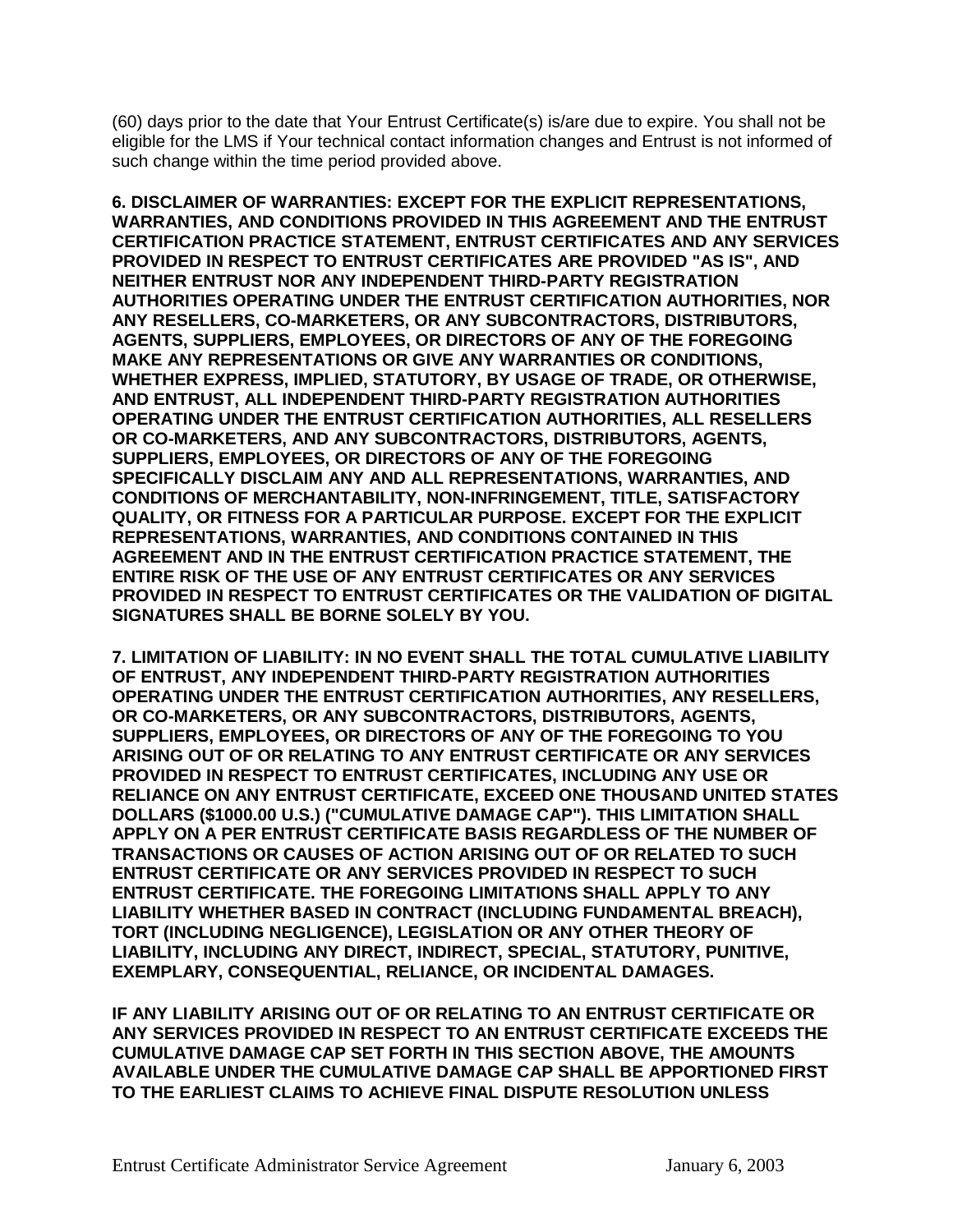(60) days prior to the date that Your Entrust Certificate(s) is/are due to expire. You shall not be eligible for the LMS if Your technical contact information changes and Entrust is not informed of such change within the time period provided above.

**6. DISCLAIMER OF WARRANTIES: EXCEPT FOR THE EXPLICIT REPRESENTATIONS, WARRANTIES, AND CONDITIONS PROVIDED IN THIS AGREEMENT AND THE ENTRUST CERTIFICATION PRACTICE STATEMENT, ENTRUST CERTIFICATES AND ANY SERVICES PROVIDED IN RESPECT TO ENTRUST CERTIFICATES ARE PROVIDED "AS IS", AND NEITHER ENTRUST NOR ANY INDEPENDENT THIRD-PARTY REGISTRATION AUTHORITIES OPERATING UNDER THE ENTRUST CERTIFICATION AUTHORITIES, NOR ANY RESELLERS, CO-MARKETERS, OR ANY SUBCONTRACTORS, DISTRIBUTORS, AGENTS, SUPPLIERS, EMPLOYEES, OR DIRECTORS OF ANY OF THE FOREGOING MAKE ANY REPRESENTATIONS OR GIVE ANY WARRANTIES OR CONDITIONS, WHETHER EXPRESS, IMPLIED, STATUTORY, BY USAGE OF TRADE, OR OTHERWISE, AND ENTRUST, ALL INDEPENDENT THIRD-PARTY REGISTRATION AUTHORITIES OPERATING UNDER THE ENTRUST CERTIFICATION AUTHORITIES, ALL RESELLERS OR CO-MARKETERS, AND ANY SUBCONTRACTORS, DISTRIBUTORS, AGENTS, SUPPLIERS, EMPLOYEES, OR DIRECTORS OF ANY OF THE FOREGOING SPECIFICALLY DISCLAIM ANY AND ALL REPRESENTATIONS, WARRANTIES, AND CONDITIONS OF MERCHANTABILITY, NON-INFRINGEMENT, TITLE, SATISFACTORY QUALITY, OR FITNESS FOR A PARTICULAR PURPOSE. EXCEPT FOR THE EXPLICIT REPRESENTATIONS, WARRANTIES, AND CONDITIONS CONTAINED IN THIS AGREEMENT AND IN THE ENTRUST CERTIFICATION PRACTICE STATEMENT, THE ENTIRE RISK OF THE USE OF ANY ENTRUST CERTIFICATES OR ANY SERVICES PROVIDED IN RESPECT TO ENTRUST CERTIFICATES OR THE VALIDATION OF DIGITAL SIGNATURES SHALL BE BORNE SOLELY BY YOU.**

**7. LIMITATION OF LIABILITY: IN NO EVENT SHALL THE TOTAL CUMULATIVE LIABILITY OF ENTRUST, ANY INDEPENDENT THIRD-PARTY REGISTRATION AUTHORITIES OPERATING UNDER THE ENTRUST CERTIFICATION AUTHORITIES, ANY RESELLERS, OR CO-MARKETERS, OR ANY SUBCONTRACTORS, DISTRIBUTORS, AGENTS, SUPPLIERS, EMPLOYEES, OR DIRECTORS OF ANY OF THE FOREGOING TO YOU ARISING OUT OF OR RELATING TO ANY ENTRUST CERTIFICATE OR ANY SERVICES PROVIDED IN RESPECT TO ENTRUST CERTIFICATES, INCLUDING ANY USE OR RELIANCE ON ANY ENTRUST CERTIFICATE, EXCEED ONE THOUSAND UNITED STATES DOLLARS ($1000.00 U.S.) ("CUMULATIVE DAMAGE CAP"). THIS LIMITATION SHALL APPLY ON A PER ENTRUST CERTIFICATE BASIS REGARDLESS OF THE NUMBER OF TRANSACTIONS OR CAUSES OF ACTION ARISING OUT OF OR RELATED TO SUCH ENTRUST CERTIFICATE OR ANY SERVICES PROVIDED IN RESPECT TO SUCH ENTRUST CERTIFICATE. THE FOREGOING LIMITATIONS SHALL APPLY TO ANY LIABILITY WHETHER BASED IN CONTRACT (INCLUDING FUNDAMENTAL BREACH), TORT (INCLUDING NEGLIGENCE), LEGISLATION OR ANY OTHER THEORY OF LIABILITY, INCLUDING ANY DIRECT, INDIRECT, SPECIAL, STATUTORY, PUNITIVE, EXEMPLARY, CONSEQUENTIAL, RELIANCE, OR INCIDENTAL DAMAGES.**

**IF ANY LIABILITY ARISING OUT OF OR RELATING TO AN ENTRUST CERTIFICATE OR ANY SERVICES PROVIDED IN RESPECT TO AN ENTRUST CERTIFICATE EXCEEDS THE CUMULATIVE DAMAGE CAP SET FORTH IN THIS SECTION ABOVE, THE AMOUNTS AVAILABLE UNDER THE CUMULATIVE DAMAGE CAP SHALL BE APPORTIONED FIRST TO THE EARLIEST CLAIMS TO ACHIEVE FINAL DISPUTE RESOLUTION UNLESS**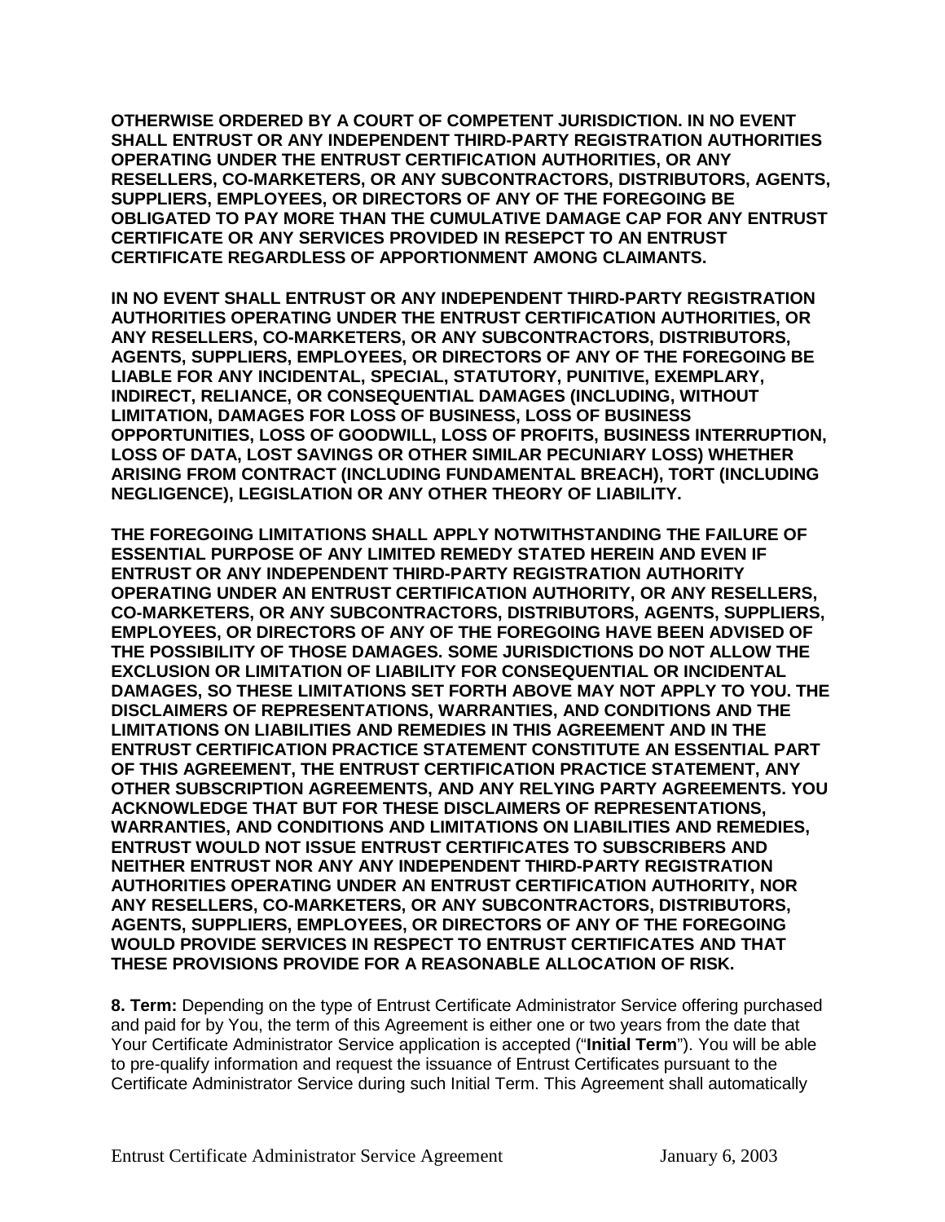**OTHERWISE ORDERED BY A COURT OF COMPETENT JURISDICTION. IN NO EVENT SHALL ENTRUST OR ANY INDEPENDENT THIRD-PARTY REGISTRATION AUTHORITIES OPERATING UNDER THE ENTRUST CERTIFICATION AUTHORITIES, OR ANY RESELLERS, CO-MARKETERS, OR ANY SUBCONTRACTORS, DISTRIBUTORS, AGENTS, SUPPLIERS, EMPLOYEES, OR DIRECTORS OF ANY OF THE FOREGOING BE OBLIGATED TO PAY MORE THAN THE CUMULATIVE DAMAGE CAP FOR ANY ENTRUST CERTIFICATE OR ANY SERVICES PROVIDED IN RESEPCT TO AN ENTRUST CERTIFICATE REGARDLESS OF APPORTIONMENT AMONG CLAIMANTS.**

**IN NO EVENT SHALL ENTRUST OR ANY INDEPENDENT THIRD-PARTY REGISTRATION AUTHORITIES OPERATING UNDER THE ENTRUST CERTIFICATION AUTHORITIES, OR ANY RESELLERS, CO-MARKETERS, OR ANY SUBCONTRACTORS, DISTRIBUTORS, AGENTS, SUPPLIERS, EMPLOYEES, OR DIRECTORS OF ANY OF THE FOREGOING BE LIABLE FOR ANY INCIDENTAL, SPECIAL, STATUTORY, PUNITIVE, EXEMPLARY, INDIRECT, RELIANCE, OR CONSEQUENTIAL DAMAGES (INCLUDING, WITHOUT LIMITATION, DAMAGES FOR LOSS OF BUSINESS, LOSS OF BUSINESS OPPORTUNITIES, LOSS OF GOODWILL, LOSS OF PROFITS, BUSINESS INTERRUPTION, LOSS OF DATA, LOST SAVINGS OR OTHER SIMILAR PECUNIARY LOSS) WHETHER ARISING FROM CONTRACT (INCLUDING FUNDAMENTAL BREACH), TORT (INCLUDING NEGLIGENCE), LEGISLATION OR ANY OTHER THEORY OF LIABILITY.**

**THE FOREGOING LIMITATIONS SHALL APPLY NOTWITHSTANDING THE FAILURE OF ESSENTIAL PURPOSE OF ANY LIMITED REMEDY STATED HEREIN AND EVEN IF ENTRUST OR ANY INDEPENDENT THIRD-PARTY REGISTRATION AUTHORITY OPERATING UNDER AN ENTRUST CERTIFICATION AUTHORITY, OR ANY RESELLERS, CO-MARKETERS, OR ANY SUBCONTRACTORS, DISTRIBUTORS, AGENTS, SUPPLIERS, EMPLOYEES, OR DIRECTORS OF ANY OF THE FOREGOING HAVE BEEN ADVISED OF THE POSSIBILITY OF THOSE DAMAGES. SOME JURISDICTIONS DO NOT ALLOW THE EXCLUSION OR LIMITATION OF LIABILITY FOR CONSEQUENTIAL OR INCIDENTAL DAMAGES, SO THESE LIMITATIONS SET FORTH ABOVE MAY NOT APPLY TO YOU. THE DISCLAIMERS OF REPRESENTATIONS, WARRANTIES, AND CONDITIONS AND THE LIMITATIONS ON LIABILITIES AND REMEDIES IN THIS AGREEMENT AND IN THE ENTRUST CERTIFICATION PRACTICE STATEMENT CONSTITUTE AN ESSENTIAL PART OF THIS AGREEMENT, THE ENTRUST CERTIFICATION PRACTICE STATEMENT, ANY OTHER SUBSCRIPTION AGREEMENTS, AND ANY RELYING PARTY AGREEMENTS. YOU ACKNOWLEDGE THAT BUT FOR THESE DISCLAIMERS OF REPRESENTATIONS, WARRANTIES, AND CONDITIONS AND LIMITATIONS ON LIABILITIES AND REMEDIES, ENTRUST WOULD NOT ISSUE ENTRUST CERTIFICATES TO SUBSCRIBERS AND NEITHER ENTRUST NOR ANY ANY INDEPENDENT THIRD-PARTY REGISTRATION AUTHORITIES OPERATING UNDER AN ENTRUST CERTIFICATION AUTHORITY, NOR ANY RESELLERS, CO-MARKETERS, OR ANY SUBCONTRACTORS, DISTRIBUTORS, AGENTS, SUPPLIERS, EMPLOYEES, OR DIRECTORS OF ANY OF THE FOREGOING WOULD PROVIDE SERVICES IN RESPECT TO ENTRUST CERTIFICATES AND THAT THESE PROVISIONS PROVIDE FOR A REASONABLE ALLOCATION OF RISK.**

**8. Term:** Depending on the type of Entrust Certificate Administrator Service offering purchased and paid for by You, the term of this Agreement is either one or two years from the date that Your Certificate Administrator Service application is accepted ("**Initial Term**"). You will be able to pre-qualify information and request the issuance of Entrust Certificates pursuant to the Certificate Administrator Service during such Initial Term. This Agreement shall automatically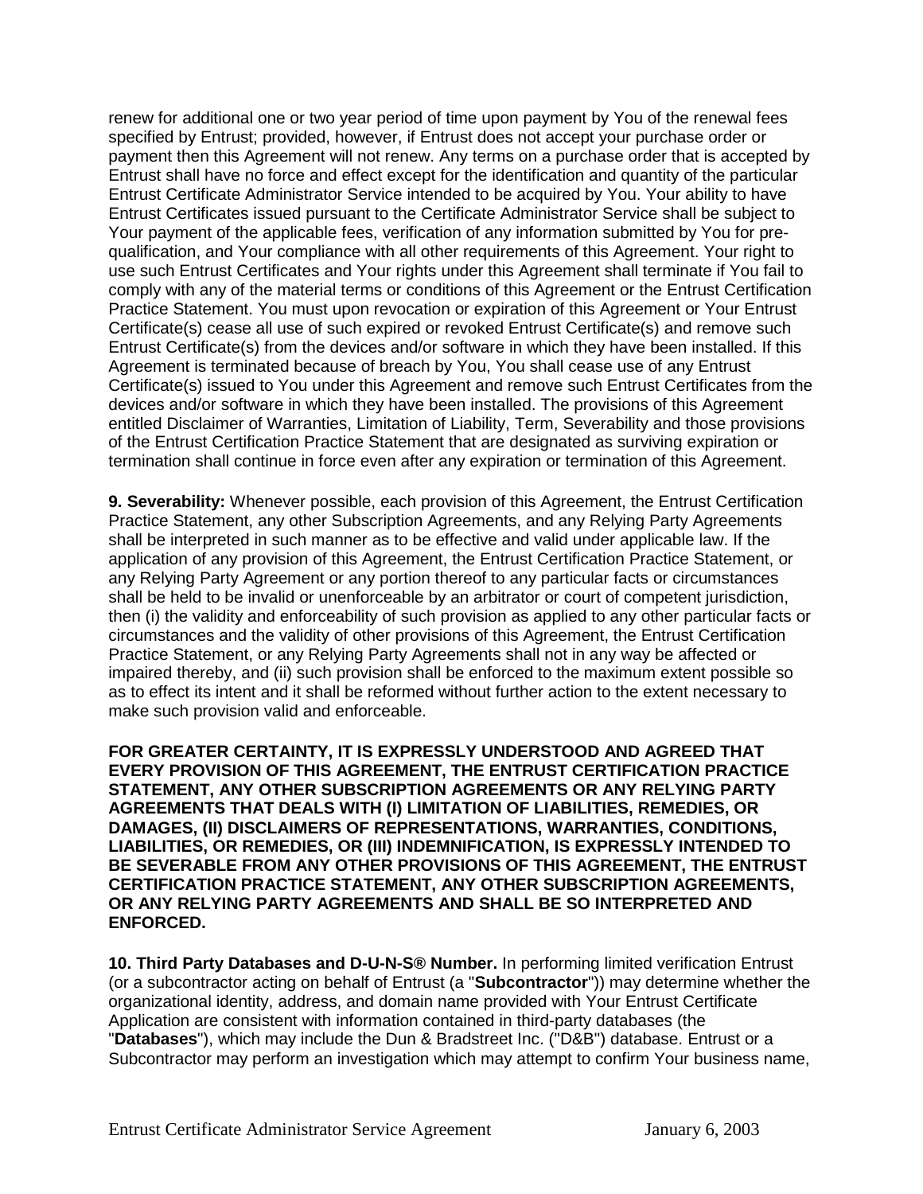renew for additional one or two year period of time upon payment by You of the renewal fees specified by Entrust; provided, however, if Entrust does not accept your purchase order or payment then this Agreement will not renew. Any terms on a purchase order that is accepted by Entrust shall have no force and effect except for the identification and quantity of the particular Entrust Certificate Administrator Service intended to be acquired by You. Your ability to have Entrust Certificates issued pursuant to the Certificate Administrator Service shall be subject to Your payment of the applicable fees, verification of any information submitted by You for pre-qualification, and Your compliance with all other requirements of this Agreement. Your right to use such Entrust Certificates and Your rights under this Agreement shall terminate if You fail to comply with any of the material terms or conditions of this Agreement or the Entrust Certification Practice Statement. You must upon revocation or expiration of this Agreement or Your Entrust Certificate(s) cease all use of such expired or revoked Entrust Certificate(s) and remove such Entrust Certificate(s) from the devices and/or software in which they have been installed. If this Agreement is terminated because of breach by You, You shall cease use of any Entrust Certificate(s) issued to You under this Agreement and remove such Entrust Certificates from the devices and/or software in which they have been installed. The provisions of this Agreement entitled Disclaimer of Warranties, Limitation of Liability, Term, Severability and those provisions of the Entrust Certification Practice Statement that are designated as surviving expiration or termination shall continue in force even after any expiration or termination of this Agreement.

**9. Severability:** Whenever possible, each provision of this Agreement, the Entrust Certification Practice Statement, any other Subscription Agreements, and any Relying Party Agreements shall be interpreted in such manner as to be effective and valid under applicable law. If the application of any provision of this Agreement, the Entrust Certification Practice Statement, or any Relying Party Agreement or any portion thereof to any particular facts or circumstances shall be held to be invalid or unenforceable by an arbitrator or court of competent jurisdiction, then (i) the validity and enforceability of such provision as applied to any other particular facts or circumstances and the validity of other provisions of this Agreement, the Entrust Certification Practice Statement, or any Relying Party Agreements shall not in any way be affected or impaired thereby, and (ii) such provision shall be enforced to the maximum extent possible so as to effect its intent and it shall be reformed without further action to the extent necessary to make such provision valid and enforceable.

**FOR GREATER CERTAINTY, IT IS EXPRESSLY UNDERSTOOD AND AGREED THAT EVERY PROVISION OF THIS AGREEMENT, THE ENTRUST CERTIFICATION PRACTICE STATEMENT, ANY OTHER SUBSCRIPTION AGREEMENTS OR ANY RELYING PARTY AGREEMENTS THAT DEALS WITH (I) LIMITATION OF LIABILITIES, REMEDIES, OR DAMAGES, (II) DISCLAIMERS OF REPRESENTATIONS, WARRANTIES, CONDITIONS, LIABILITIES, OR REMEDIES, OR (III) INDEMNIFICATION, IS EXPRESSLY INTENDED TO BE SEVERABLE FROM ANY OTHER PROVISIONS OF THIS AGREEMENT, THE ENTRUST CERTIFICATION PRACTICE STATEMENT, ANY OTHER SUBSCRIPTION AGREEMENTS, OR ANY RELYING PARTY AGREEMENTS AND SHALL BE SO INTERPRETED AND ENFORCED.**

**10. Third Party Databases and D-U-N-S® Number.** In performing limited verification Entrust (or a subcontractor acting on behalf of Entrust (a "**Subcontractor**")) may determine whether the organizational identity, address, and domain name provided with Your Entrust Certificate Application are consistent with information contained in third-party databases (the "**Databases**"), which may include the Dun & Bradstreet Inc. ("D&B") database. Entrust or a Subcontractor may perform an investigation which may attempt to confirm Your business name,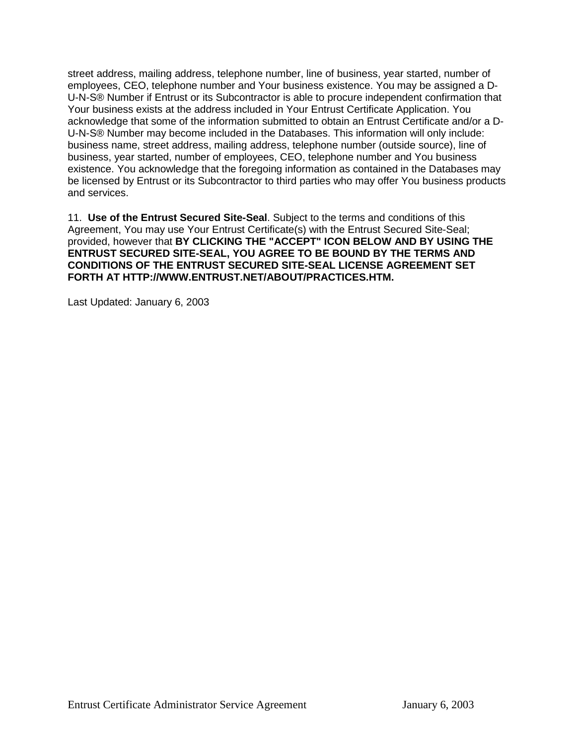street address, mailing address, telephone number, line of business, year started, number of employees, CEO, telephone number and Your business existence. You may be assigned a D-U-N-S® Number if Entrust or its Subcontractor is able to procure independent confirmation that Your business exists at the address included in Your Entrust Certificate Application. You acknowledge that some of the information submitted to obtain an Entrust Certificate and/or a D-U-N-S® Number may become included in the Databases. This information will only include: business name, street address, mailing address, telephone number (outside source), line of business, year started, number of employees, CEO, telephone number and You business existence. You acknowledge that the foregoing information as contained in the Databases may be licensed by Entrust or its Subcontractor to third parties who may offer You business products and services.

11. **Use of the Entrust Secured Site-Seal**. Subject to the terms and conditions of this Agreement, You may use Your Entrust Certificate(s) with the Entrust Secured Site-Seal; provided, however that **BY CLICKING THE "ACCEPT" ICON BELOW AND BY USING THE ENTRUST SECURED SITE-SEAL, YOU AGREE TO BE BOUND BY THE TERMS AND CONDITIONS OF THE ENTRUST SECURED SITE-SEAL LICENSE AGREEMENT SET FORTH AT HTTP://WWW.ENTRUST.NET/ABOUT/PRACTICES.HTM.**

Last Updated: January 6, 2003